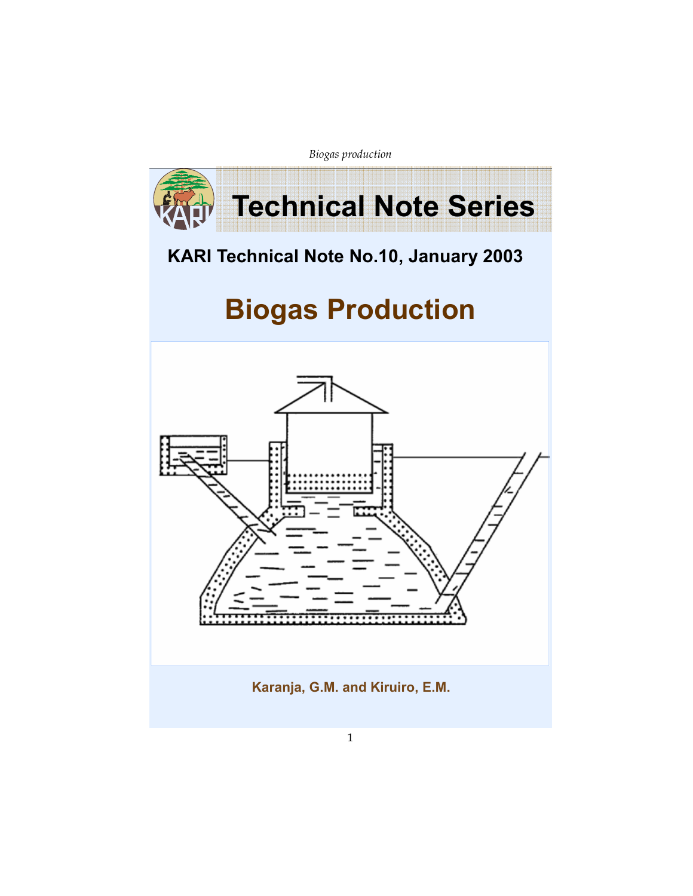# Technical Note Series

## KARI Technical Note No.10, January 2003

# Biogas Production

**Karanja, G.M. and Kiruiro, E.M.**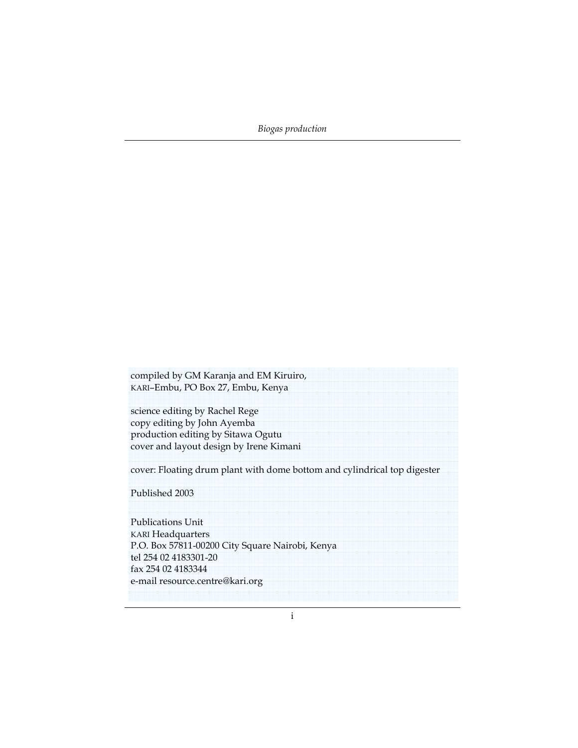compiled by GM Karanja and EM Kiruiro,
KARI–Embu, PO Box 27, Embu, Kenya

science editing by Rachel Rege
copy editing by John Ayemba
production editing by Sitawa Ogutu
cover and layout design by Irene Kimani

cover: Floating drum plant with dome bottom and cylindrical top digester

Published 2003

Publications Unit
KARI Headquarters
P.O. Box 57811-00200 City Square Nairobi, Kenya
tel 254 02 4183301-20
fax 254 02 4183344
e-mail resource.centre@kari.org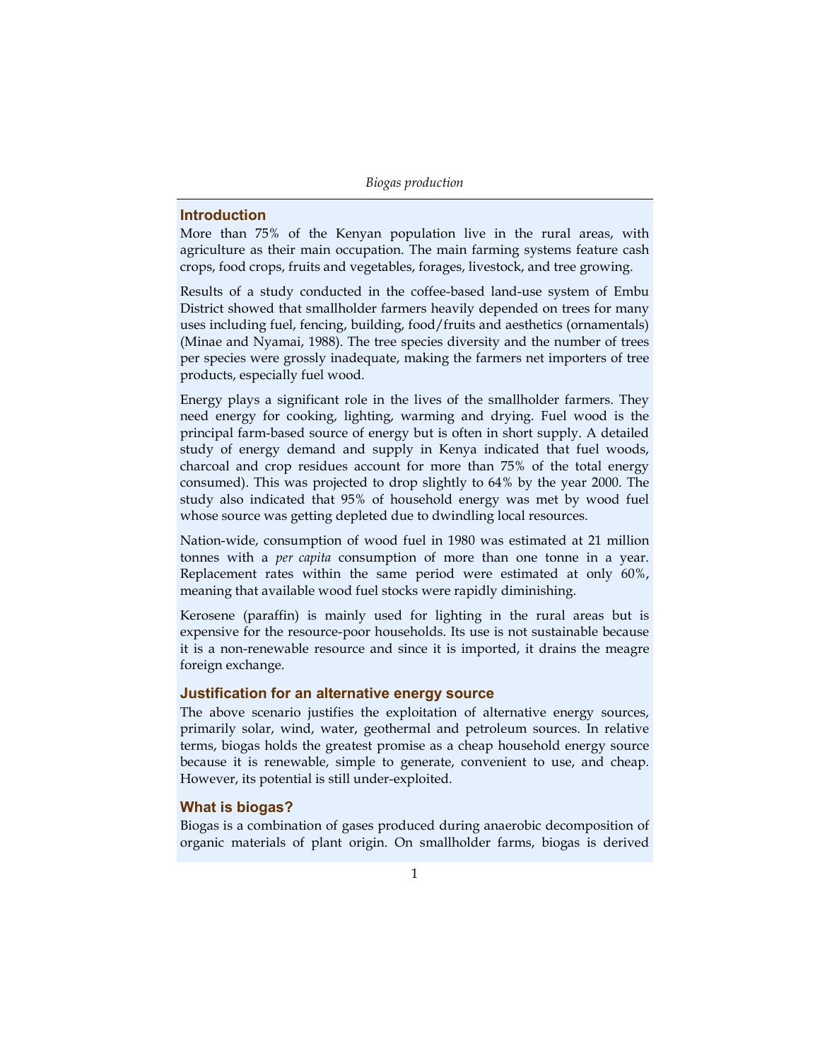## Introduction

More than 75% of the Kenyan population live in the rural areas, with agriculture as their main occupation. The main farming systems feature cash crops, food crops, fruits and vegetables, forages, livestock, and tree growing.

Results of a study conducted in the coffee-based land-use system of Embu District showed that smallholder farmers heavily depended on trees for many uses including fuel, fencing, building, food/fruits and aesthetics (ornamentals) (Minae and Nyamai, 1988). The tree species diversity and the number of trees per species were grossly inadequate, making the farmers net importers of tree products, especially fuel wood.

Energy plays a significant role in the lives of the smallholder farmers. They need energy for cooking, lighting, warming and drying. Fuel wood is the principal farm-based source of energy but is often in short supply. A detailed study of energy demand and supply in Kenya indicated that fuel woods, charcoal and crop residues account for more than 75% of the total energy consumed). This was projected to drop slightly to 64% by the year 2000. The study also indicated that 95% of household energy was met by wood fuel whose source was getting depleted due to dwindling local resources.

Nation-wide, consumption of wood fuel in 1980 was estimated at 21 million tonnes with a *per capita* consumption of more than one tonne in a year. Replacement rates within the same period were estimated at only 60%, meaning that available wood fuel stocks were rapidly diminishing.

Kerosene (paraffin) is mainly used for lighting in the rural areas but is expensive for the resource-poor households. Its use is not sustainable because it is a non-renewable resource and since it is imported, it drains the meagre foreign exchange.

## Justification for an alternative energy source

The above scenario justifies the exploitation of alternative energy sources, primarily solar, wind, water, geothermal and petroleum sources. In relative terms, biogas holds the greatest promise as a cheap household energy source because it is renewable, simple to generate, convenient to use, and cheap. However, its potential is still under-exploited.

## What is biogas?

Biogas is a combination of gases produced during anaerobic decomposition of organic materials of plant origin. On smallholder farms, biogas is derived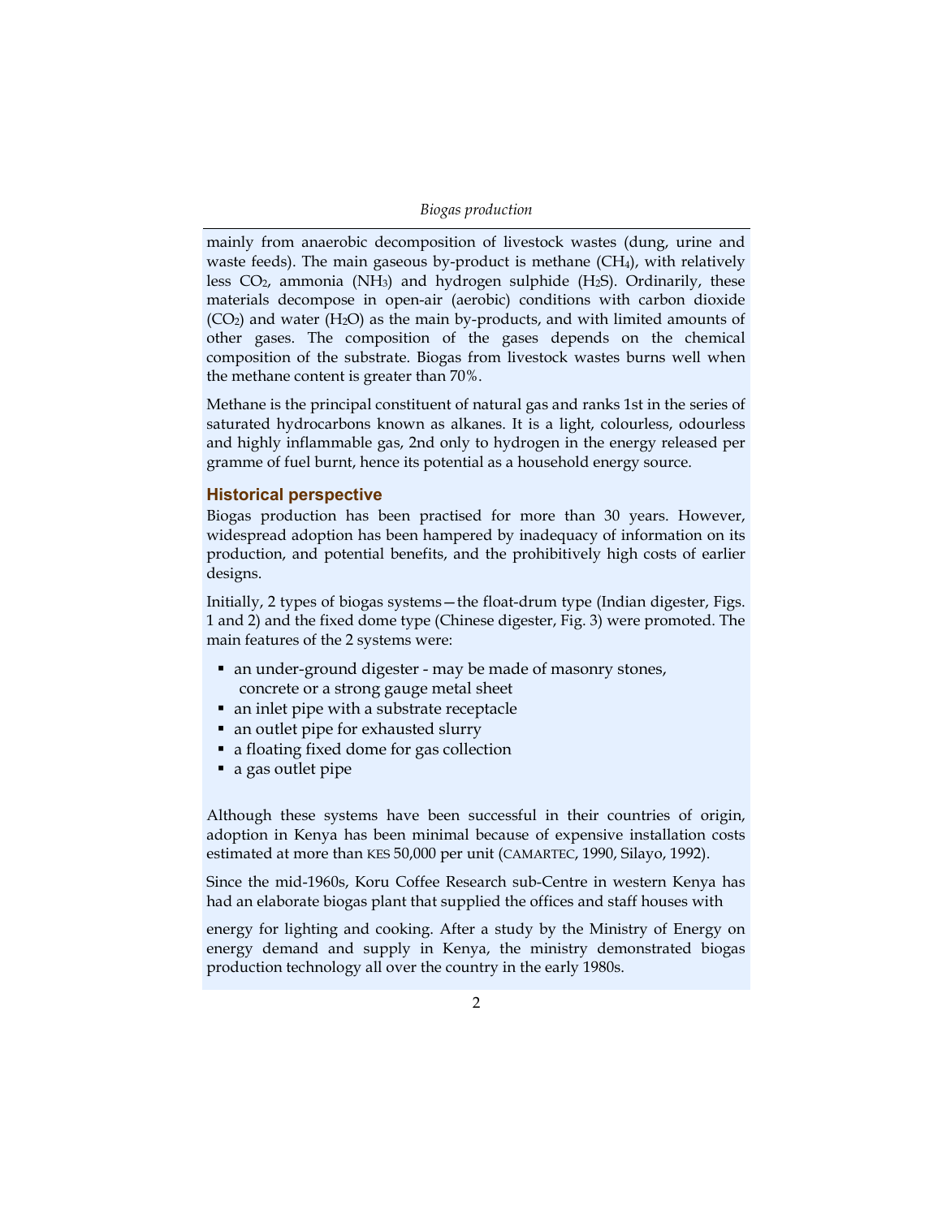mainly from anaerobic decomposition of livestock wastes (dung, urine and waste feeds). The main gaseous by-product is methane ($CH_4$), with relatively less $CO_2$, ammonia ($NH_3$) and hydrogen sulphide ($H_2S$). Ordinarily, these materials decompose in open-air (aerobic) conditions with carbon dioxide ($CO_2$) and water ($H_2O$) as the main by-products, and with limited amounts of other gases. The composition of the gases depends on the chemical composition of the substrate. Biogas from livestock wastes burns well when the methane content is greater than 70%.

Methane is the principal constituent of natural gas and ranks 1st in the series of saturated hydrocarbons known as alkanes. It is a light, colourless, odourless and highly inflammable gas, 2nd only to hydrogen in the energy released per gramme of fuel burnt, hence its potential as a household energy source.

## Historical perspective

Biogas production has been practised for more than 30 years. However, widespread adoption has been hampered by inadequacy of information on its production, and potential benefits, and the prohibitively high costs of earlier designs.

Initially, 2 types of biogas systems—the float-drum type (Indian digester, Figs. 1 and 2) and the fixed dome type (Chinese digester, Fig. 3) were promoted. The main features of the 2 systems were:

- an under-ground digester - may be made of masonry stones, concrete or a strong gauge metal sheet
- an inlet pipe with a substrate receptacle
- an outlet pipe for exhausted slurry
- a floating fixed dome for gas collection
- a gas outlet pipe

Although these systems have been successful in their countries of origin, adoption in Kenya has been minimal because of expensive installation costs estimated at more than KES 50,000 per unit (CAMARTEC, 1990, Silayo, 1992).

Since the mid-1960s, Koru Coffee Research sub-Centre in western Kenya has had an elaborate biogas plant that supplied the offices and staff houses with energy for lighting and cooking. After a study by the Ministry of Energy on energy demand and supply in Kenya, the ministry demonstrated biogas production technology all over the country in the early 1980s.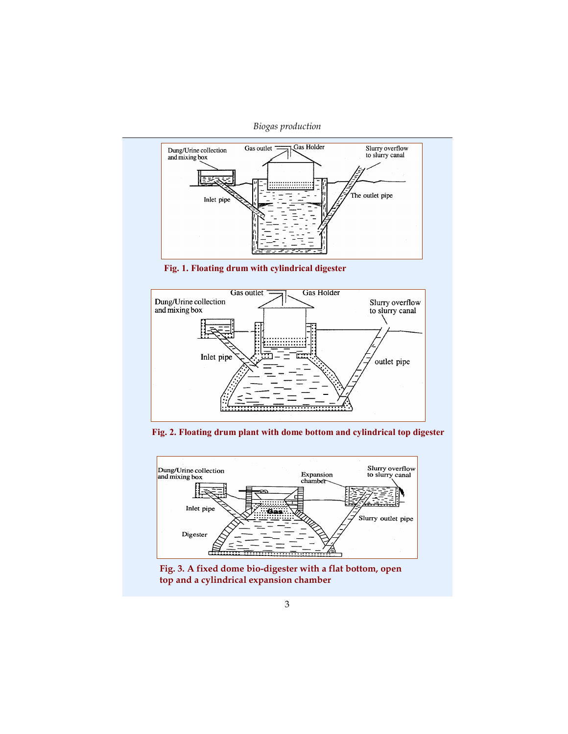Fig. 1. Floating drum with cylindrical digester

Fig. 2. Floating drum plant with dome bottom and cylindrical top digester

Fig. 3. A fixed dome bio-digester with a flat bottom, open top and a cylindrical expansion chamber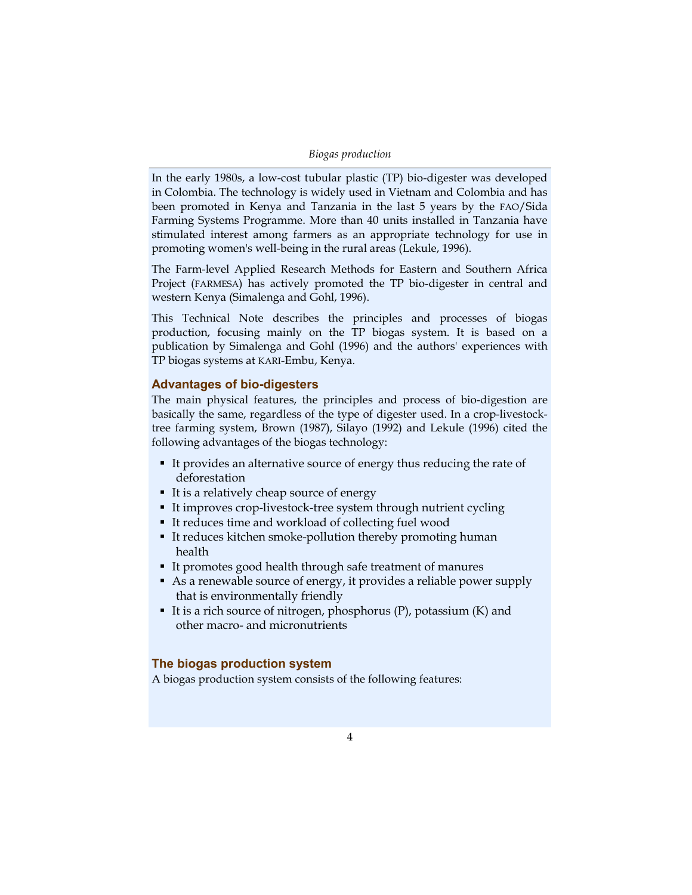In the early 1980s, a low-cost tubular plastic (TP) bio-digester was developed in Colombia. The technology is widely used in Vietnam and Colombia and has been promoted in Kenya and Tanzania in the last 5 years by the FAO/Sida Farming Systems Programme. More than 40 units installed in Tanzania have stimulated interest among farmers as an appropriate technology for use in promoting women's well-being in the rural areas (Lekule, 1996).

The Farm-level Applied Research Methods for Eastern and Southern Africa Project (FARMESA) has actively promoted the TP bio-digester in central and western Kenya (Simalenga and Gohl, 1996).

This Technical Note describes the principles and processes of biogas production, focusing mainly on the TP biogas system. It is based on a publication by Simalenga and Gohl (1996) and the authors' experiences with TP biogas systems at KARI-Embu, Kenya.

## Advantages of bio-digesters

The main physical features, the principles and process of bio-digestion are basically the same, regardless of the type of digester used. In a crop-livestock-tree farming system, Brown (1987), Silayo (1992) and Lekule (1996) cited the following advantages of the biogas technology:

- It provides an alternative source of energy thus reducing the rate of deforestation
- It is a relatively cheap source of energy
- It improves crop-livestock-tree system through nutrient cycling
- It reduces time and workload of collecting fuel wood
- It reduces kitchen smoke-pollution thereby promoting human health
- It promotes good health through safe treatment of manures
- As a renewable source of energy, it provides a reliable power supply that is environmentally friendly
- It is a rich source of nitrogen, phosphorus (P), potassium (K) and other macro- and micronutrients

## The biogas production system

A biogas production system consists of the following features: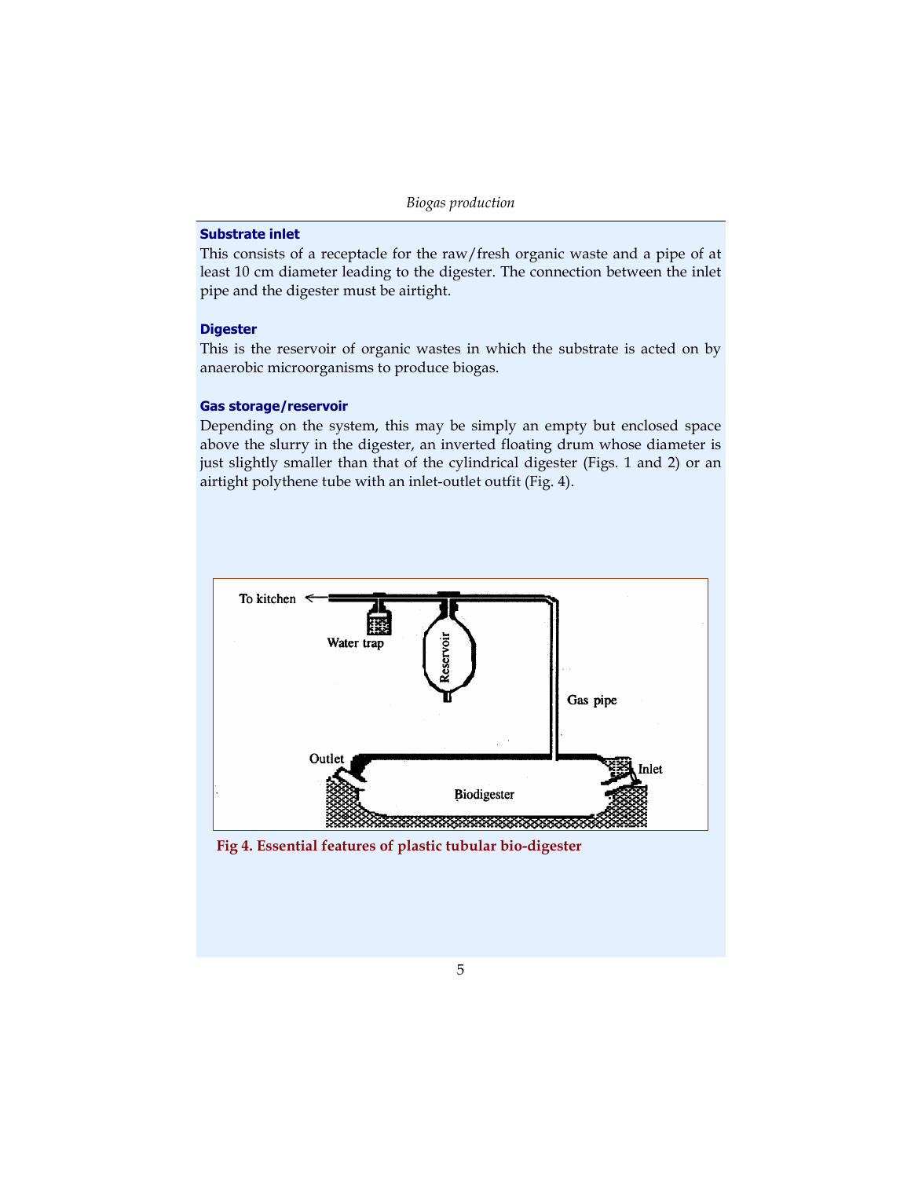### Substrate inlet

This consists of a receptacle for the raw/fresh organic waste and a pipe of at least 10 cm diameter leading to the digester. The connection between the inlet pipe and the digester must be airtight.

### Digester

This is the reservoir of organic wastes in which the substrate is acted on by anaerobic microorganisms to produce biogas.

### Gas storage/reservoir

Depending on the system, this may be simply an empty but enclosed space above the slurry in the digester, an inverted floating drum whose diameter is just slightly smaller than that of the cylindrical digester (Figs. 1 and 2) or an airtight polythene tube with an inlet-outlet outfit (Fig. 4).

**Fig 4. Essential features of plastic tubular bio-digester**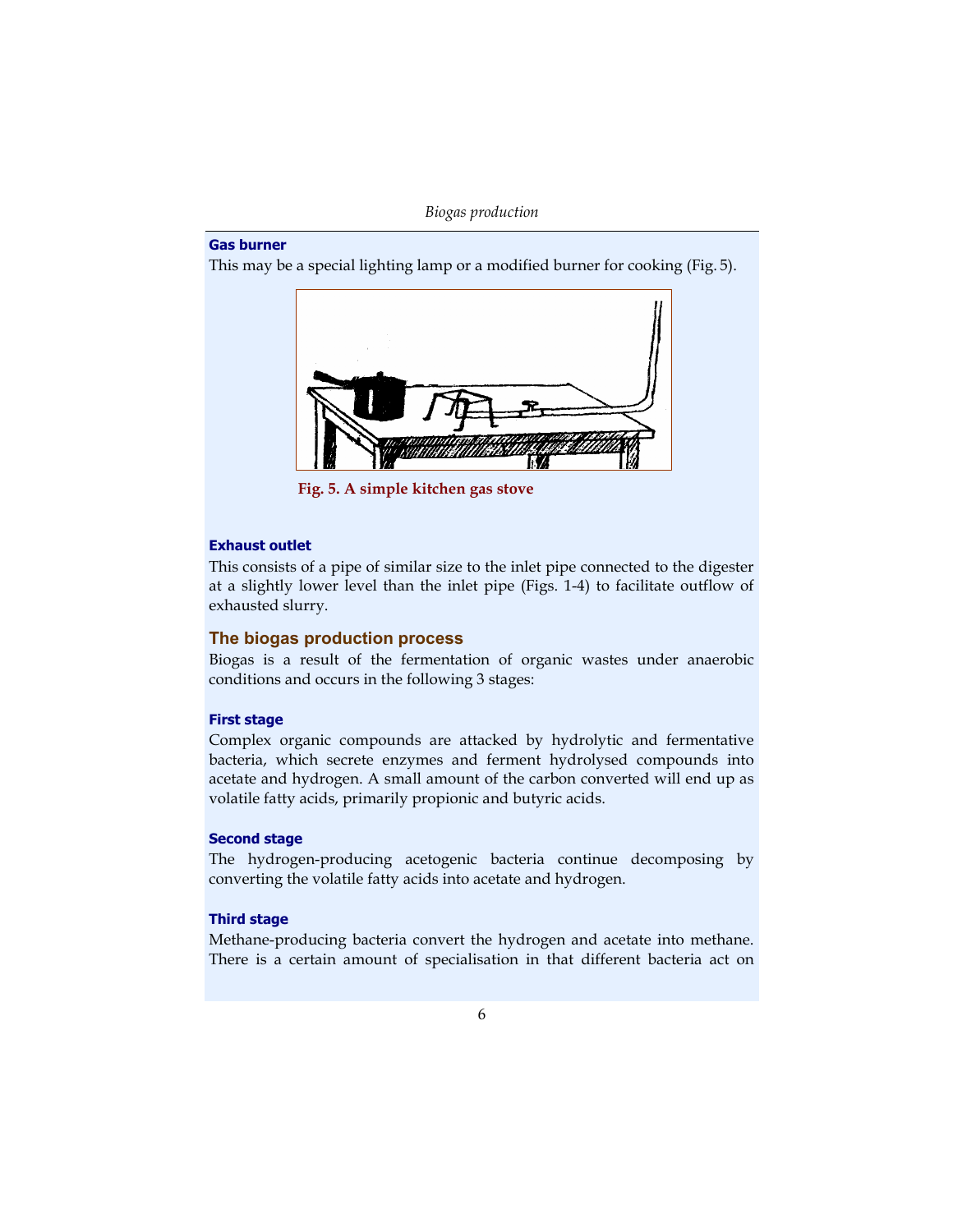### Gas burner

This may be a special lighting lamp or a modified burner for cooking (Fig. 5).

**Fig. 5. A simple kitchen gas stove**

### Exhaust outlet

This consists of a pipe of similar size to the inlet pipe connected to the digester at a slightly lower level than the inlet pipe (Figs. 1-4) to facilitate outflow of exhausted slurry.

## The biogas production process

Biogas is a result of the fermentation of organic wastes under anaerobic conditions and occurs in the following 3 stages:

### First stage

Complex organic compounds are attacked by hydrolytic and fermentative bacteria, which secrete enzymes and ferment hydrolysed compounds into acetate and hydrogen. A small amount of the carbon converted will end up as volatile fatty acids, primarily propionic and butyric acids.

### Second stage

The hydrogen-producing acetogenic bacteria continue decomposing by converting the volatile fatty acids into acetate and hydrogen.

### Third stage

Methane-producing bacteria convert the hydrogen and acetate into methane. There is a certain amount of specialisation in that different bacteria act on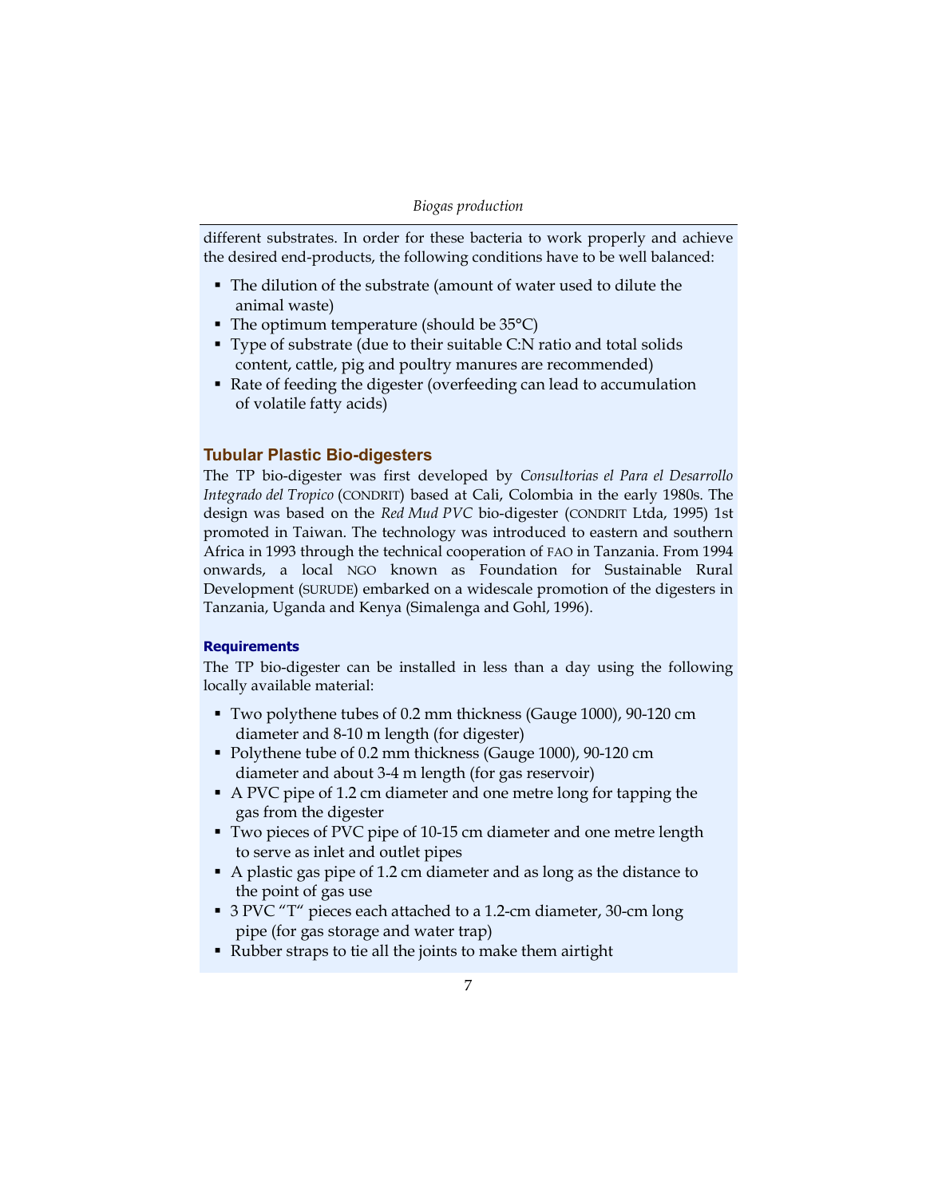different substrates. In order for these bacteria to work properly and achieve the desired end-products, the following conditions have to be well balanced:

- The dilution of the substrate (amount of water used to dilute the animal waste)
- The optimum temperature (should be 35°C)
- Type of substrate (due to their suitable C:N ratio and total solids content, cattle, pig and poultry manures are recommended)
- Rate of feeding the digester (overfeeding can lead to accumulation of volatile fatty acids)

## Tubular Plastic Bio-digesters

The TP bio-digester was first developed by *Consultorias el Para el Desarrollo Integrado del Tropico* (CONDRIT) based at Cali, Colombia in the early 1980s. The design was based on the *Red Mud PVC* bio-digester (CONDRIT Ltda, 1995) 1st promoted in Taiwan. The technology was introduced to eastern and southern Africa in 1993 through the technical cooperation of FAO in Tanzania. From 1994 onwards, a local NGO known as Foundation for Sustainable Rural Development (SURUDE) embarked on a widescale promotion of the digesters in Tanzania, Uganda and Kenya (Simalenga and Gohl, 1996).

### Requirements

The TP bio-digester can be installed in less than a day using the following locally available material:

- Two polythene tubes of 0.2 mm thickness (Gauge 1000), 90-120 cm diameter and 8-10 m length (for digester)
- Polythene tube of 0.2 mm thickness (Gauge 1000), 90-120 cm diameter and about 3-4 m length (for gas reservoir)
- A PVC pipe of 1.2 cm diameter and one metre long for tapping the gas from the digester
- Two pieces of PVC pipe of 10-15 cm diameter and one metre length to serve as inlet and outlet pipes
- A plastic gas pipe of 1.2 cm diameter and as long as the distance to the point of gas use
- 3 PVC "T" pieces each attached to a 1.2-cm diameter, 30-cm long pipe (for gas storage and water trap)
- Rubber straps to tie all the joints to make them airtight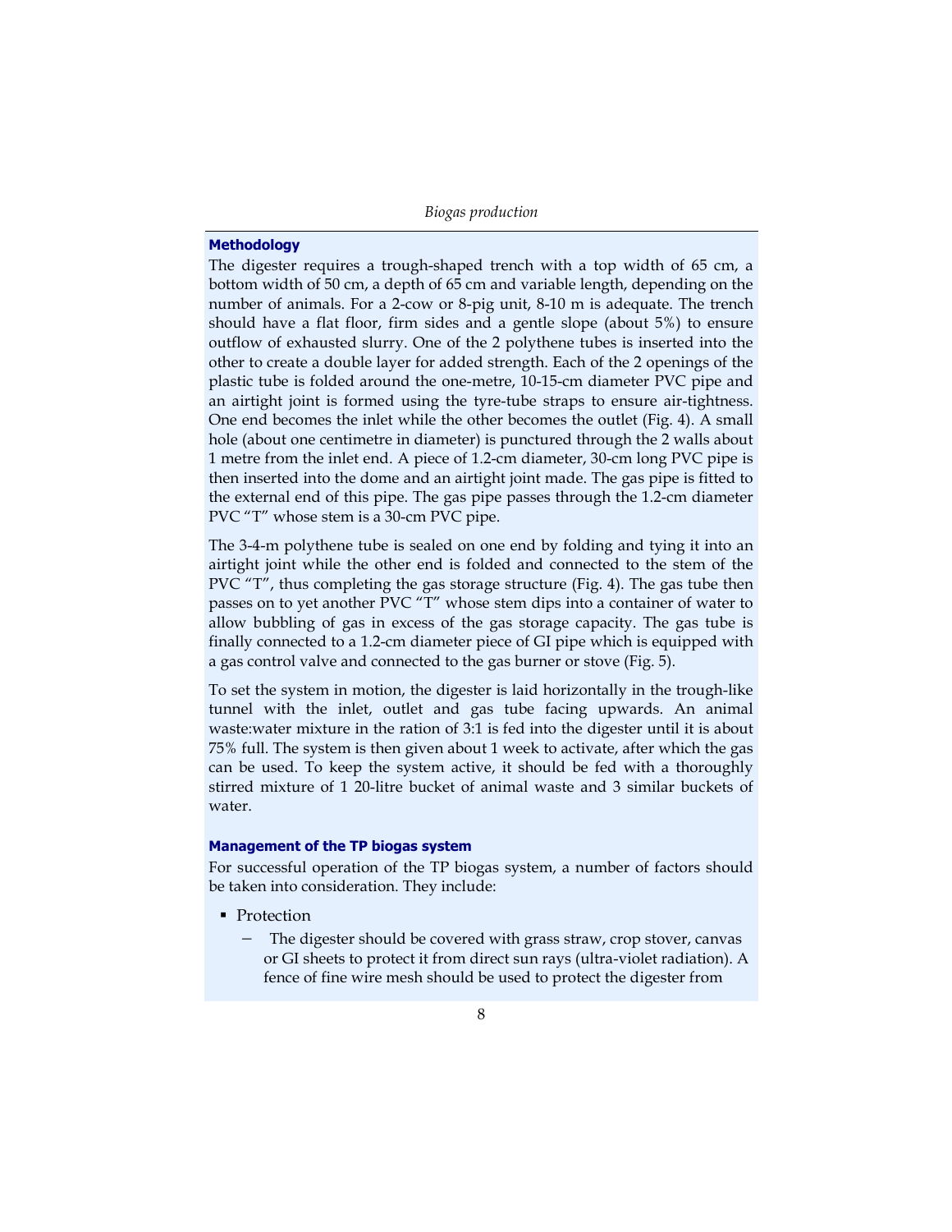## Methodology

The digester requires a trough-shaped trench with a top width of 65 cm, a bottom width of 50 cm, a depth of 65 cm and variable length, depending on the number of animals. For a 2-cow or 8-pig unit, 8-10 m is adequate. The trench should have a flat floor, firm sides and a gentle slope (about 5%) to ensure outflow of exhausted slurry. One of the 2 polythene tubes is inserted into the other to create a double layer for added strength. Each of the 2 openings of the plastic tube is folded around the one-metre, 10-15-cm diameter PVC pipe and an airtight joint is formed using the tyre-tube straps to ensure air-tightness. One end becomes the inlet while the other becomes the outlet (Fig. 4). A small hole (about one centimetre in diameter) is punctured through the 2 walls about 1 metre from the inlet end. A piece of 1.2-cm diameter, 30-cm long PVC pipe is then inserted into the dome and an airtight joint made. The gas pipe is fitted to the external end of this pipe. The gas pipe passes through the 1.2-cm diameter PVC "T" whose stem is a 30-cm PVC pipe.

The 3-4-m polythene tube is sealed on one end by folding and tying it into an airtight joint while the other end is folded and connected to the stem of the PVC "T", thus completing the gas storage structure (Fig. 4). The gas tube then passes on to yet another PVC "T" whose stem dips into a container of water to allow bubbling of gas in excess of the gas storage capacity. The gas tube is finally connected to a 1.2-cm diameter piece of GI pipe which is equipped with a gas control valve and connected to the gas burner or stove (Fig. 5).

To set the system in motion, the digester is laid horizontally in the trough-like tunnel with the inlet, outlet and gas tube facing upwards. An animal waste:water mixture in the ration of 3:1 is fed into the digester until it is about 75% full. The system is then given about 1 week to activate, after which the gas can be used. To keep the system active, it should be fed with a thoroughly stirred mixture of 1 20-litre bucket of animal waste and 3 similar buckets of water.

### Management of the TP biogas system

For successful operation of the TP biogas system, a number of factors should be taken into consideration. They include:

- Protection
  - The digester should be covered with grass straw, crop stover, canvas or GI sheets to protect it from direct sun rays (ultra-violet radiation). A fence of fine wire mesh should be used to protect the digester from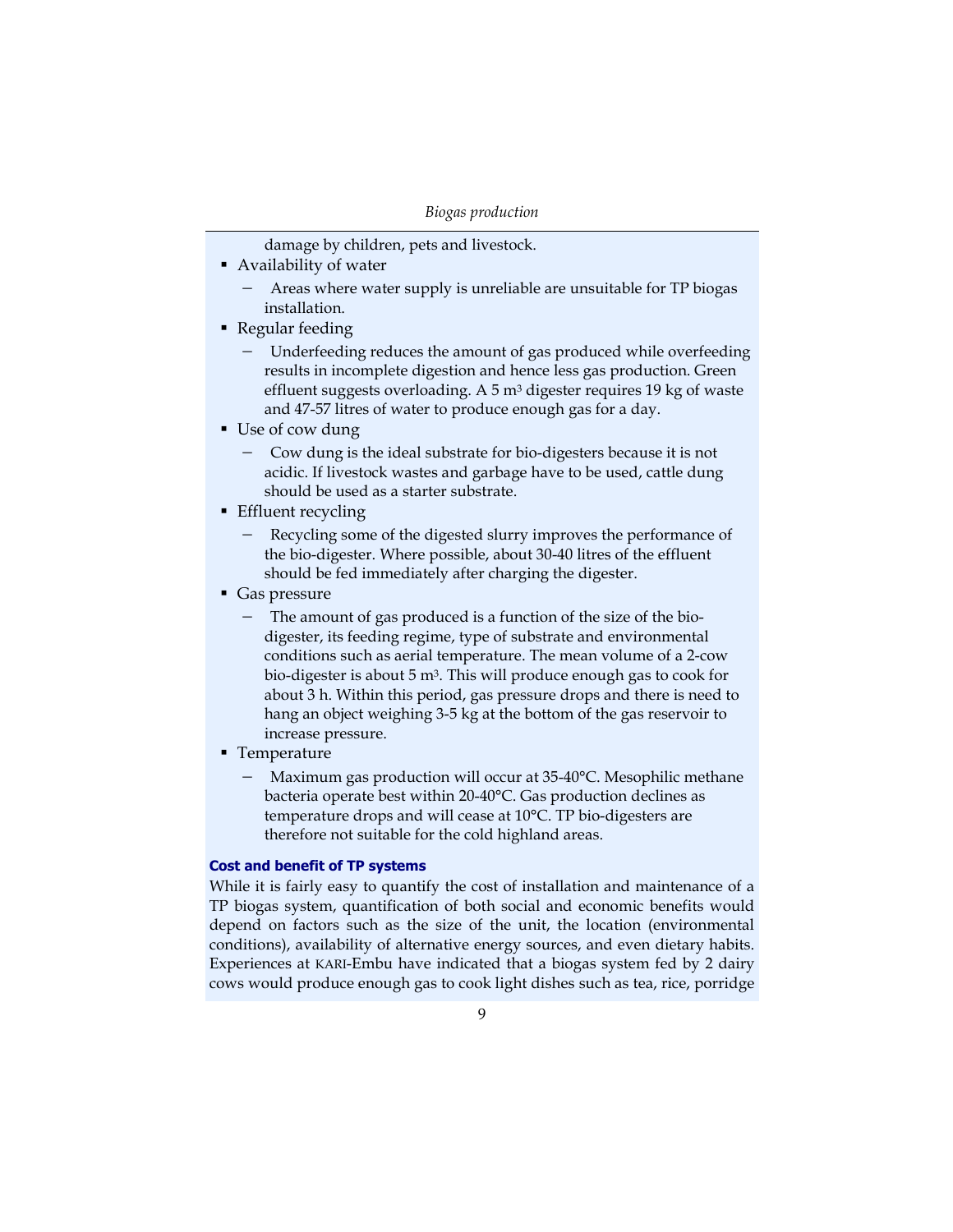damage by children, pets and livestock.

- Availability of water
  - Areas where water supply is unreliable are unsuitable for TP biogas installation.
- Regular feeding
  - Underfeeding reduces the amount of gas produced while overfeeding results in incomplete digestion and hence less gas production. Green effluent suggests overloading. A 5 $m^3$ digester requires 19 kg of waste and 47-57 litres of water to produce enough gas for a day.
- Use of cow dung
  - Cow dung is the ideal substrate for bio-digesters because it is not acidic. If livestock wastes and garbage have to be used, cattle dung should be used as a starter substrate.
- Effluent recycling
  - Recycling some of the digested slurry improves the performance of the bio-digester. Where possible, about 30-40 litres of the effluent should be fed immediately after charging the digester.
- Gas pressure
  - The amount of gas produced is a function of the size of the bio-digester, its feeding regime, type of substrate and environmental conditions such as aerial temperature. The mean volume of a 2-cow bio-digester is about 5 $m^3$. This will produce enough gas to cook for about 3 h. Within this period, gas pressure drops and there is need to hang an object weighing 3-5 kg at the bottom of the gas reservoir to increase pressure.
- Temperature
  - Maximum gas production will occur at 35-40°C. Mesophilic methane bacteria operate best within 20-40°C. Gas production declines as temperature drops and will cease at 10°C. TP bio-digesters are therefore not suitable for the cold highland areas.

### Cost and benefit of TP systems

While it is fairly easy to quantify the cost of installation and maintenance of a TP biogas system, quantification of both social and economic benefits would depend on factors such as the size of the unit, the location (environmental conditions), availability of alternative energy sources, and even dietary habits. Experiences at KARI-Embu have indicated that a biogas system fed by 2 dairy cows would produce enough gas to cook light dishes such as tea, rice, porridge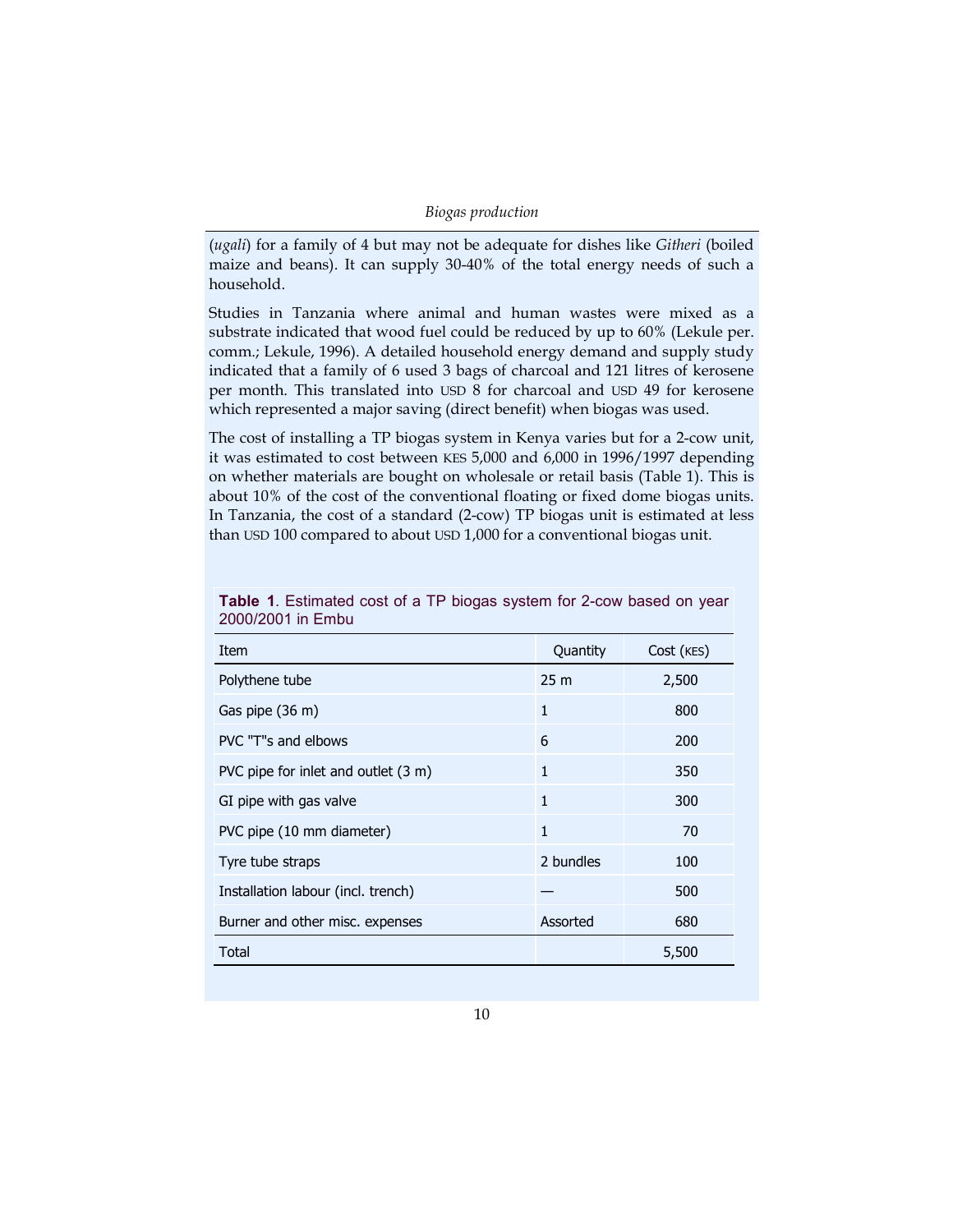(*ugali*) for a family of 4 but may not be adequate for dishes like *Githeri* (boiled maize and beans). It can supply 30-40% of the total energy needs of such a household.

Studies in Tanzania where animal and human wastes were mixed as a substrate indicated that wood fuel could be reduced by up to 60% (Lekule per. comm.; Lekule, 1996). A detailed household energy demand and supply study indicated that a family of 6 used 3 bags of charcoal and 121 litres of kerosene per month. This translated into USD 8 for charcoal and USD 49 for kerosene which represented a major saving (direct benefit) when biogas was used.

The cost of installing a TP biogas system in Kenya varies but for a 2-cow unit, it was estimated to cost between KES 5,000 and 6,000 in 1996/1997 depending on whether materials are bought on wholesale or retail basis (Table 1). This is about 10% of the cost of the conventional floating or fixed dome biogas units. In Tanzania, the cost of a standard (2-cow) TP biogas unit is estimated at less than USD 100 compared to about USD 1,000 for a conventional biogas unit.

**Table 1**. Estimated cost of a TP biogas system for 2-cow based on year 2000/2001 in Embu

| Item | Quantity | Cost (KES) |
|---|---|---|
| Polythene tube | 25 m | 2,500 |
| Gas pipe (36 m) | 1 | 800 |
| PVC "T"s and elbows | 6 | 200 |
| PVC pipe for inlet and outlet (3 m) | 1 | 350 |
| GI pipe with gas valve | 1 | 300 |
| PVC pipe (10 mm diameter) | 1 | 70 |
| Tyre tube straps | 2 bundles | 100 |
| Installation labour (incl. trench) | — | 500 |
| Burner and other misc. expenses | Assorted | 680 |
| Total | | 5,500 |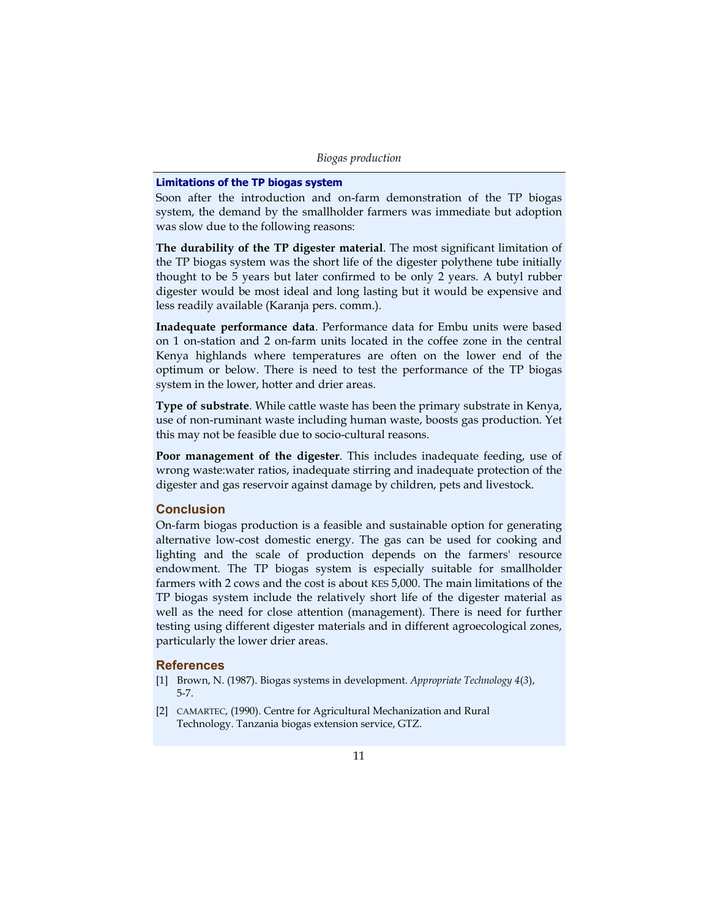### Limitations of the TP biogas system

Soon after the introduction and on-farm demonstration of the TP biogas system, the demand by the smallholder farmers was immediate but adoption was slow due to the following reasons:

**The durability of the TP digester material**. The most significant limitation of the TP biogas system was the short life of the digester polythene tube initially thought to be 5 years but later confirmed to be only 2 years. A butyl rubber digester would be most ideal and long lasting but it would be expensive and less readily available (Karanja pers. comm.).

**Inadequate performance data**. Performance data for Embu units were based on 1 on-station and 2 on-farm units located in the coffee zone in the central Kenya highlands where temperatures are often on the lower end of the optimum or below. There is need to test the performance of the TP biogas system in the lower, hotter and drier areas.

**Type of substrate**. While cattle waste has been the primary substrate in Kenya, use of non-ruminant waste including human waste, boosts gas production. Yet this may not be feasible due to socio-cultural reasons.

**Poor management of the digester**. This includes inadequate feeding, use of wrong waste:water ratios, inadequate stirring and inadequate protection of the digester and gas reservoir against damage by children, pets and livestock.

## Conclusion

On-farm biogas production is a feasible and sustainable option for generating alternative low-cost domestic energy. The gas can be used for cooking and lighting and the scale of production depends on the farmers' resource endowment. The TP biogas system is especially suitable for smallholder farmers with 2 cows and the cost is about KES 5,000. The main limitations of the TP biogas system include the relatively short life of the digester material as well as the need for close attention (management). There is need for further testing using different digester materials and in different agroecological zones, particularly the lower drier areas.

## References

[1] Brown, N. (1987). Biogas systems in development. *Appropriate Technology* 4(3), 5-7.

[2] CAMARTEC, (1990). Centre for Agricultural Mechanization and Rural Technology. Tanzania biogas extension service, GTZ.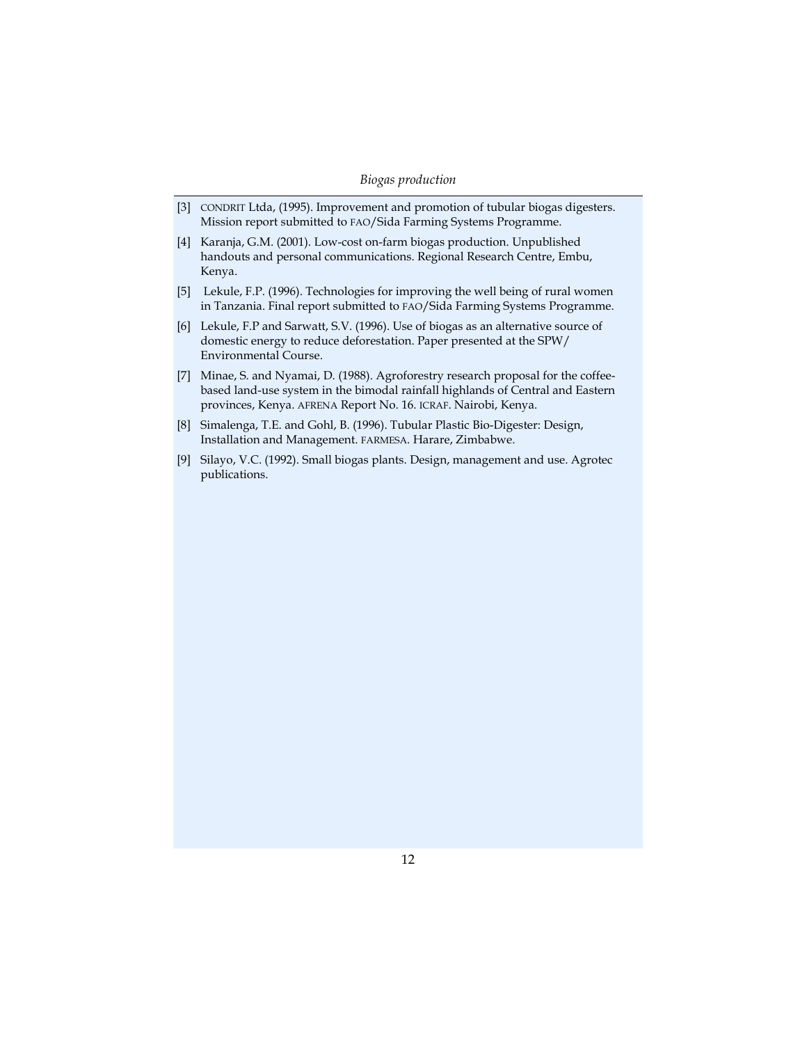[3] CONDRIT Ltda, (1995). Improvement and promotion of tubular biogas digesters. Mission report submitted to FAO/Sida Farming Systems Programme.

[4] Karanja, G.M. (2001). Low-cost on-farm biogas production. Unpublished handouts and personal communications. Regional Research Centre, Embu, Kenya.

[5] Lekule, F.P. (1996). Technologies for improving the well being of rural women in Tanzania. Final report submitted to FAO/Sida Farming Systems Programme.

[6] Lekule, F.P and Sarwatt, S.V. (1996). Use of biogas as an alternative source of domestic energy to reduce deforestation. Paper presented at the SPW/ Environmental Course.

[7] Minae, S. and Nyamai, D. (1988). Agroforestry research proposal for the coffee-based land-use system in the bimodal rainfall highlands of Central and Eastern provinces, Kenya. AFRENA Report No. 16. ICRAF. Nairobi, Kenya.

[8] Simalenga, T.E. and Gohl, B. (1996). Tubular Plastic Bio-Digester: Design, Installation and Management. FARMESA. Harare, Zimbabwe.

[9] Silayo, V.C. (1992). Small biogas plants. Design, management and use. Agrotec publications.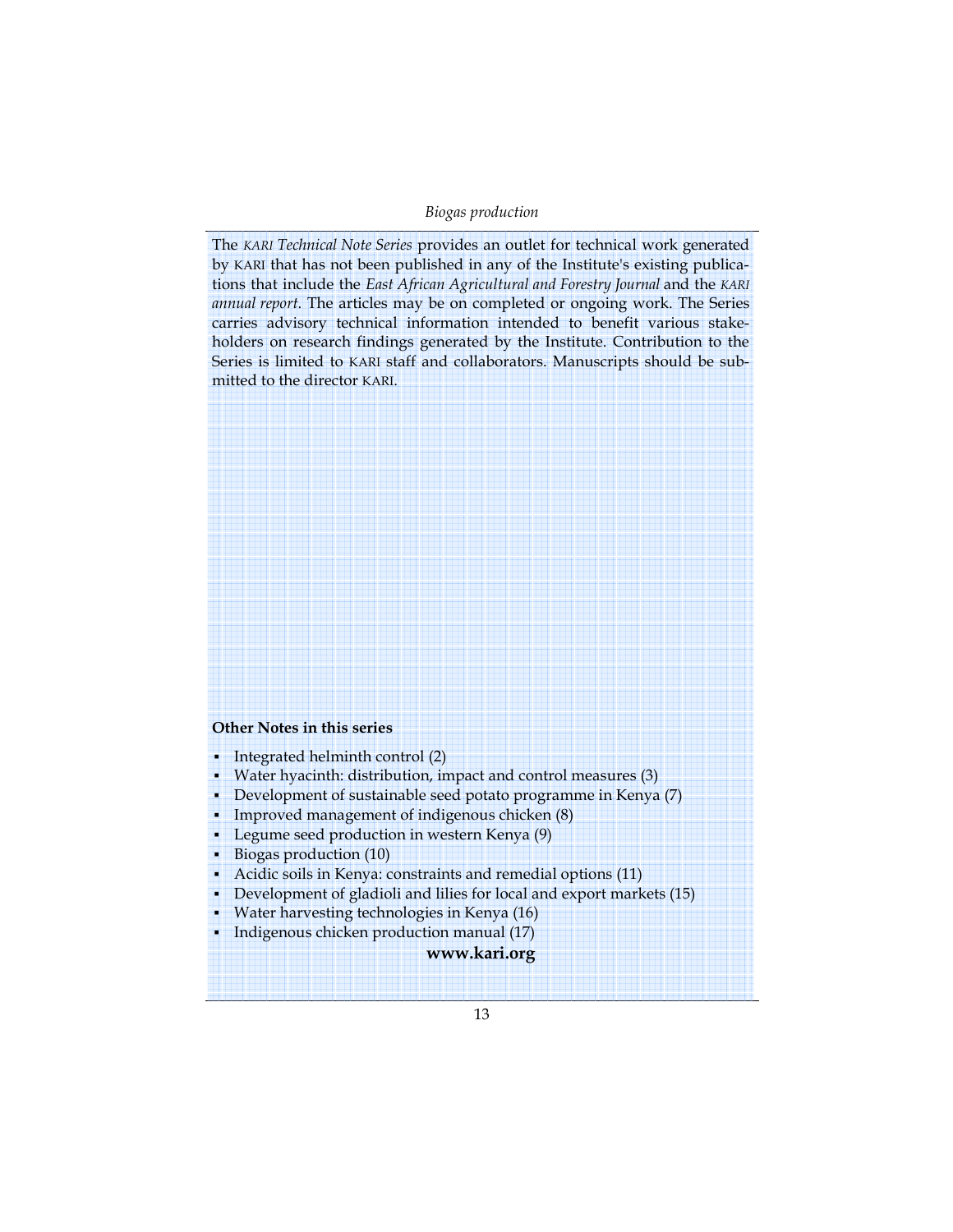The *KARI Technical Note Series* provides an outlet for technical work generated by KARI that has not been published in any of the Institute's existing publications that include the *East African Agricultural and Forestry Journal* and the *KARI annual report*. The articles may be on completed or ongoing work. The Series carries advisory technical information intended to benefit various stakeholders on research findings generated by the Institute. Contribution to the Series is limited to KARI staff and collaborators. Manuscripts should be submitted to the director KARI.

**Other Notes in this series**

- Integrated helminth control (2)
- Water hyacinth: distribution, impact and control measures (3)
- Development of sustainable seed potato programme in Kenya (7)
- Improved management of indigenous chicken (8)
- Legume seed production in western Kenya (9)
- Biogas production (10)
- Acidic soils in Kenya: constraints and remedial options (11)
- Development of gladioli and lilies for local and export markets (15)
- Water harvesting technologies in Kenya (16)
- Indigenous chicken production manual (17)

**www.kari.org**